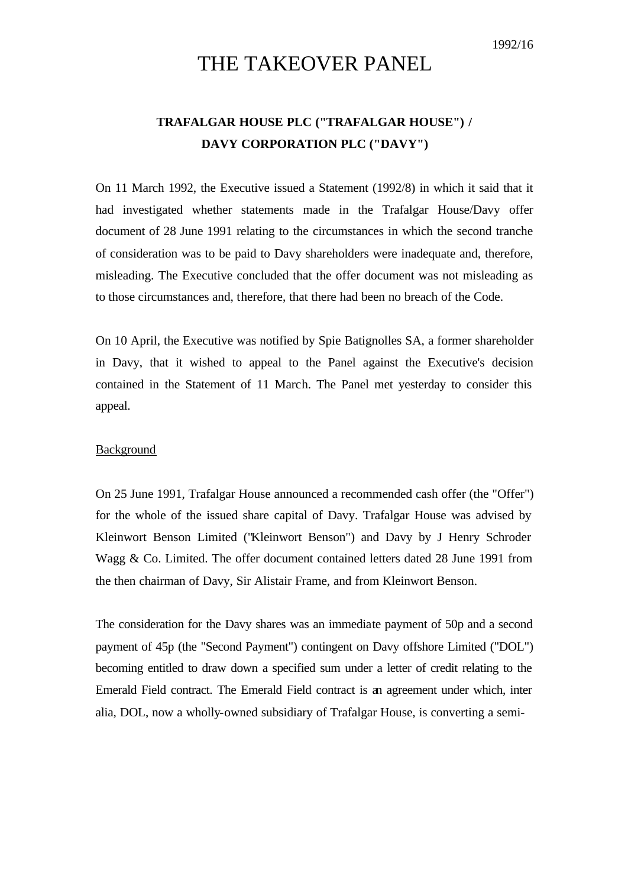1992/16

# THE TAKEOVER PANEL

## TRAFALGAR HOUSE PLC ("TRAFALGAR HOUSE") / DAVY CORPORATION PLC ("DAVY")

On 11 March 1992, the Executive issued a Statement (1992/8) in which it said that it had investigated whether statements made in the Trafalgar House/Davy offer document of 28 June 1991 relating to the circumstances in which the second tranche of consideration was to be paid to Davy shareholders were inadequate and, therefore, misleading. The Executive concluded that the offer document was not misleading as to those circumstances and, therefore, that there had been no breach of the Code.

On 10 April, the Executive was notified by Spie Batignolles SA, a former shareholder in Davy, that it wished to appeal to the Panel against the Executive's decision contained in the Statement of 11 March. The Panel met yesterday to consider this appeal.

Background

On 25 June 1991, Trafalgar House announced a recommended cash offer (the "Offer") for the whole of the issued share capital of Davy. Trafalgar House was advised by Kleinwort Benson Limited ("Kleinwort Benson") and Davy by J Henry Schroder Wagg & Co. Limited. The offer document contained letters dated 28 June 1991 from the then chairman of Davy, Sir Alistair Frame, and from Kleinwort Benson.

The consideration for the Davy shares was an immediate payment of 50p and a second payment of 45p (the "Second Payment") contingent on Davy offshore Limited ("DOL") becoming entitled to draw down a specified sum under a letter of credit relating to the Emerald Field contract. The Emerald Field contract is an agreement under which, inter alia, DOL, now a wholly-owned subsidiary of Trafalgar House, is converting a semi-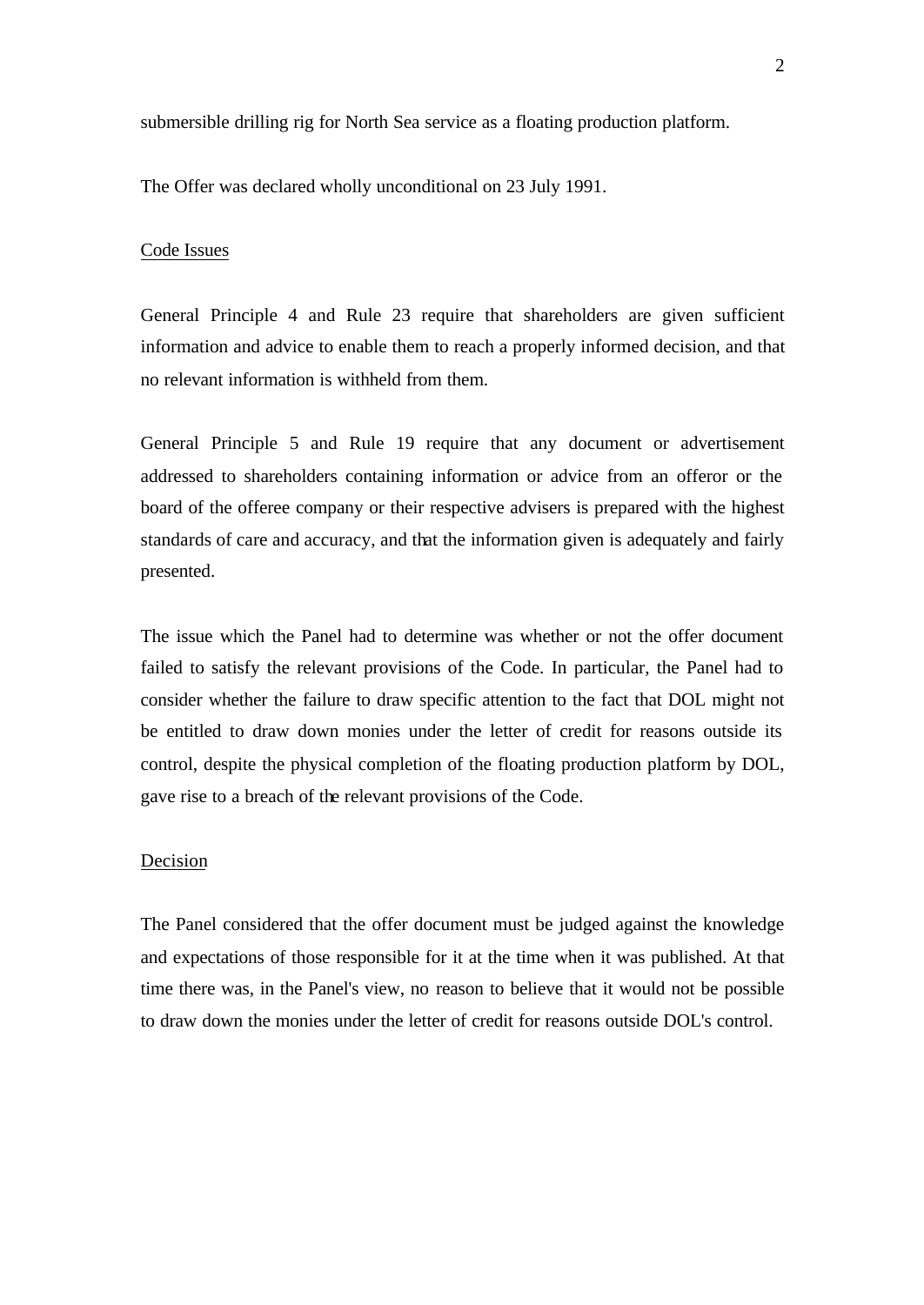submersible drilling rig for North Sea service as a floating production platform.

The Offer was declared wholly unconditional on 23 July 1991.

## Code Issues

General Principle 4 and Rule 23 require that shareholders are given sufficient information and advice to enable them to reach a properly informed decision, and that no relevant information is withheld from them.

General Principle 5 and Rule 19 require that any document or advertisement addressed to shareholders containing information or advice from an offeror or the board of the offeree company or their respective advisers is prepared with the highest standards of care and accuracy, and that the information given is adequately and fairly presented.

The issue which the Panel had to determine was whether or not the offer document failed to satisfy the relevant provisions of the Code. In particular, the Panel had to consider whether the failure to draw specific attention to the fact that DOL might not be entitled to draw down monies under the letter of credit for reasons outside its control, despite the physical completion of the floating production platform by DOL, gave rise to a breach of the relevant provisions of the Code.

## Decision

The Panel considered that the offer document must be judged against the knowledge and expectations of those responsible for it at the time when it was published. At that time there was, in the Panel's view, no reason to believe that it would not be possible to draw down the monies under the letter of credit for reasons outside DOL's control.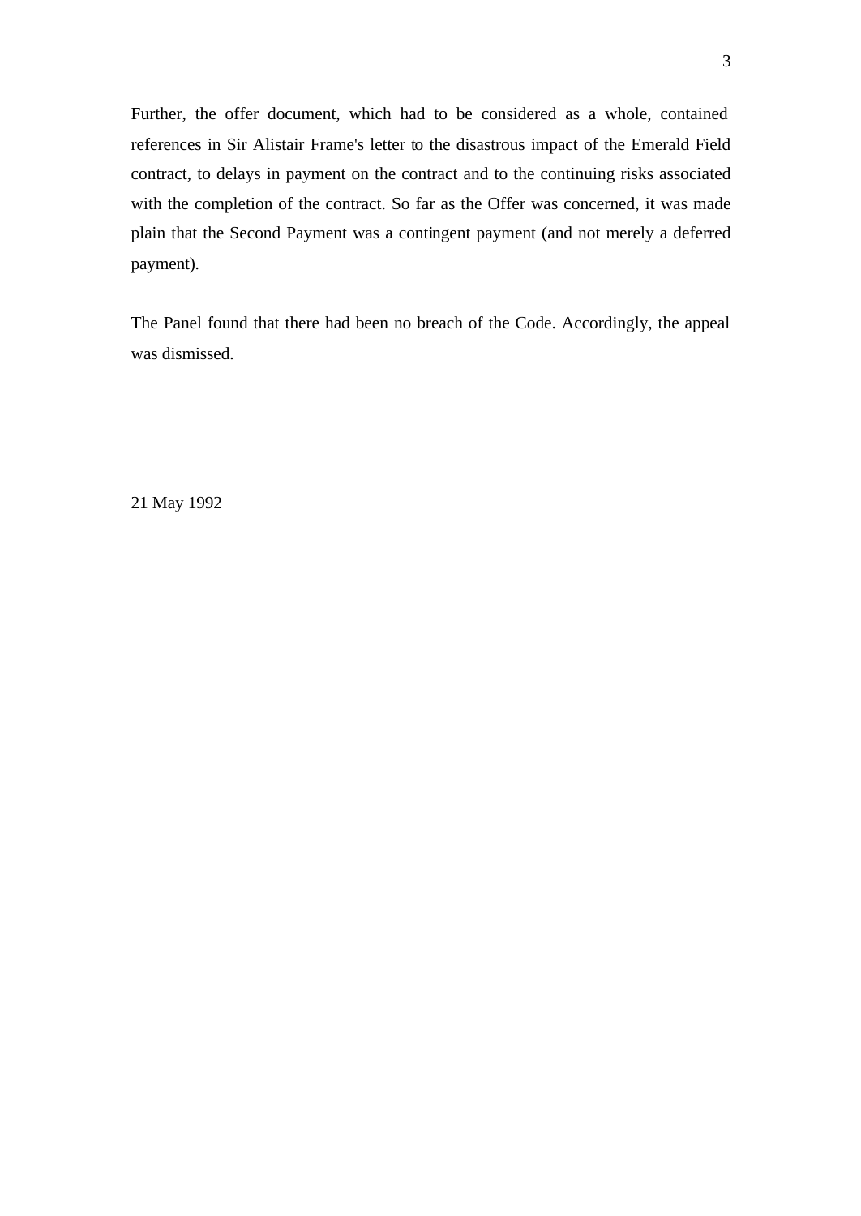Further, the offer document, which had to be considered as a whole, contained references in Sir Alistair Frame's letter to the disastrous impact of the Emerald Field contract, to delays in payment on the contract and to the continuing risks associated with the completion of the contract. So far as the Offer was concerned, it was made plain that the Second Payment was a contingent payment (and not merely a deferred payment).

The Panel found that there had been no breach of the Code. Accordingly, the appeal was dismissed.

21 May 1992